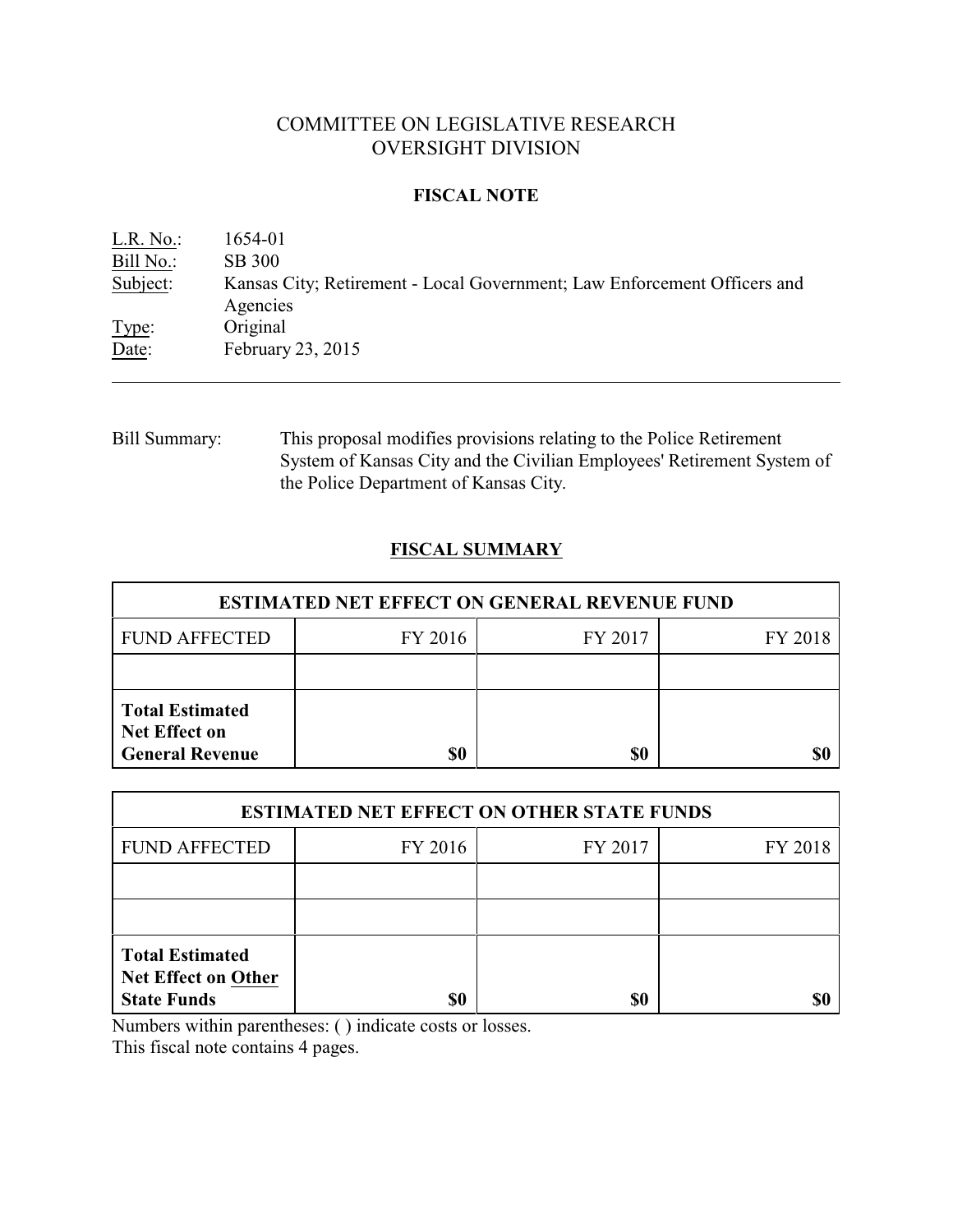# COMMITTEE ON LEGISLATIVE RESEARCH
# OVERSIGHT DIVISION

## FISCAL NOTE

L.R. No.: 1654-01
Bill No.: SB 300
Subject: Kansas City; Retirement - Local Government; Law Enforcement Officers and Agencies
Type: Original
Date: February 23, 2015

---

Bill Summary: This proposal modifies provisions relating to the Police Retirement System of Kansas City and the Civilian Employees' Retirement System of the Police Department of Kansas City.

## FISCAL SUMMARY

| ESTIMATED NET EFFECT ON GENERAL REVENUE FUND | | | |
|---|---|---|---|
| FUND AFFECTED | FY 2016 | FY 2017 | FY 2018 |
| | | | |
| **Total Estimated Net Effect on General Revenue** | **$0** | **$0** | **$0** |

| ESTIMATED NET EFFECT ON OTHER STATE FUNDS | | | |
|---|---|---|---|
| FUND AFFECTED | FY 2016 | FY 2017 | FY 2018 |
| | | | |
| | | | |
| **Total Estimated Net Effect on Other State Funds** | **$0** | **$0** | **$0** |

Numbers within parentheses: ( ) indicate costs or losses.
This fiscal note contains 4 pages.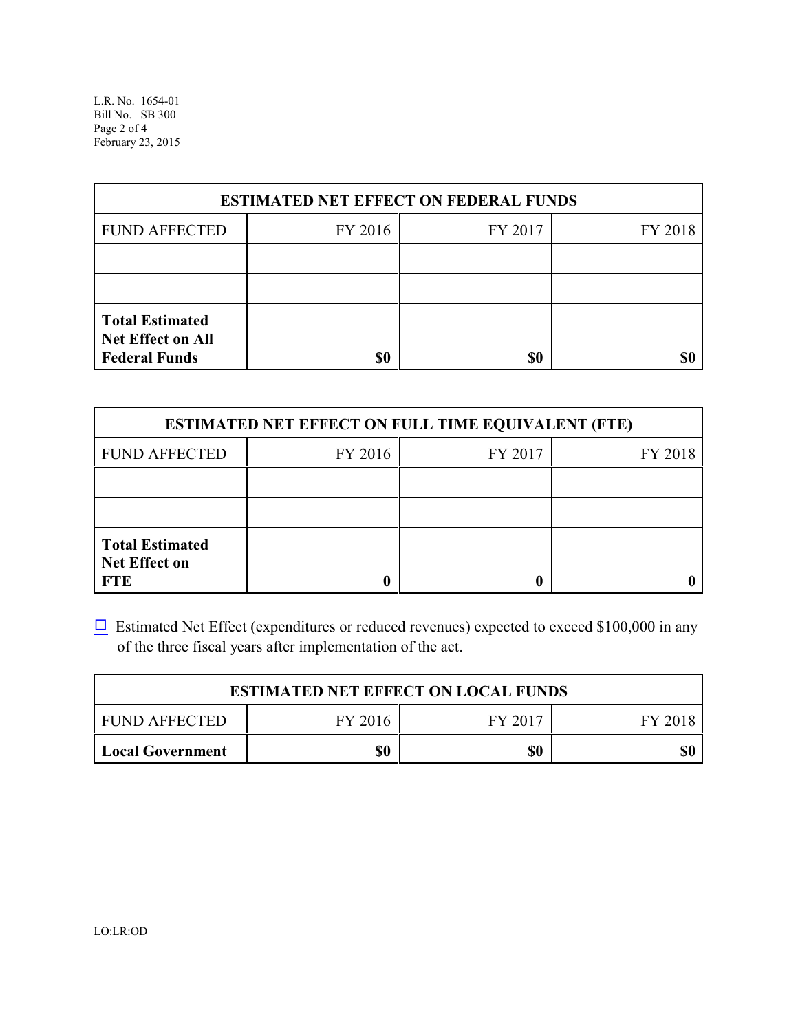| ESTIMATED NET EFFECT ON FEDERAL FUNDS | | | |
|---|---|---|---|
| FUND AFFECTED | FY 2016 | FY 2017 | FY 2018 |
| | | | |
| | | | |
| **Total Estimated Net Effect on All Federal Funds** | **$0** | **$0** | **$0** |

| ESTIMATED NET EFFECT ON FULL TIME EQUIVALENT (FTE) | | | |
|---|---|---|---|
| FUND AFFECTED | FY 2016 | FY 2017 | FY 2018 |
| | | | |
| | | | |
| **Total Estimated Net Effect on FTE** | **0** | **0** | **0** |

☐ Estimated Net Effect (expenditures or reduced revenues) expected to exceed $100,000 in any of the three fiscal years after implementation of the act.

| ESTIMATED NET EFFECT ON LOCAL FUNDS | | | |
|---|---|---|---|
| FUND AFFECTED | FY 2016 | FY 2017 | FY 2018 |
| **Local Government** | **$0** | **$0** | **$0** |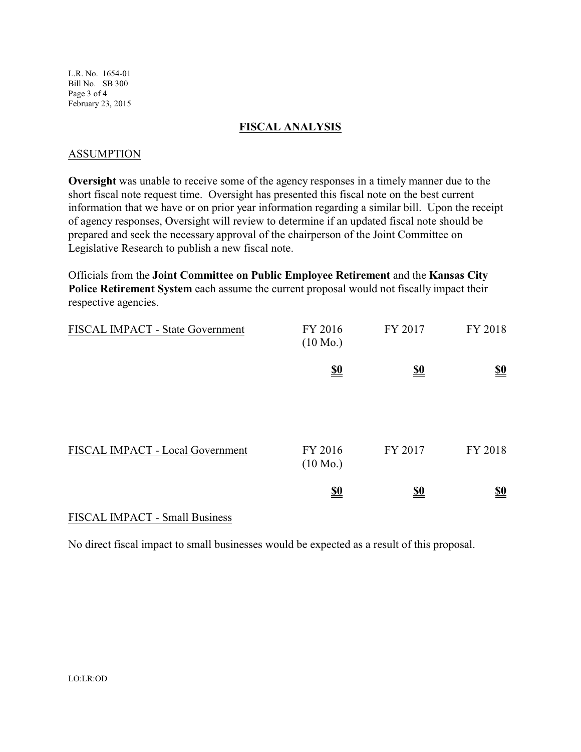## FISCAL ANALYSIS

### ASSUMPTION

**Oversight** was unable to receive some of the agency responses in a timely manner due to the short fiscal note request time. Oversight has presented this fiscal note on the best current information that we have or on prior year information regarding a similar bill. Upon the receipt of agency responses, Oversight will review to determine if an updated fiscal note should be prepared and seek the necessary approval of the chairperson of the Joint Committee on Legislative Research to publish a new fiscal note.

Officials from the **Joint Committee on Public Employee Retirement** and the **Kansas City Police Retirement System** each assume the current proposal would not fiscally impact their respective agencies.

| FISCAL IMPACT - State Government | FY 2016 (10 Mo.) | FY 2017 | FY 2018 |
|---|---|---|---|
| | **$0** | **$0** | **$0** |

| FISCAL IMPACT - Local Government | FY 2016 (10 Mo.) | FY 2017 | FY 2018 |
|---|---|---|---|
| | **$0** | **$0** | **$0** |

### FISCAL IMPACT - Small Business

No direct fiscal impact to small businesses would be expected as a result of this proposal.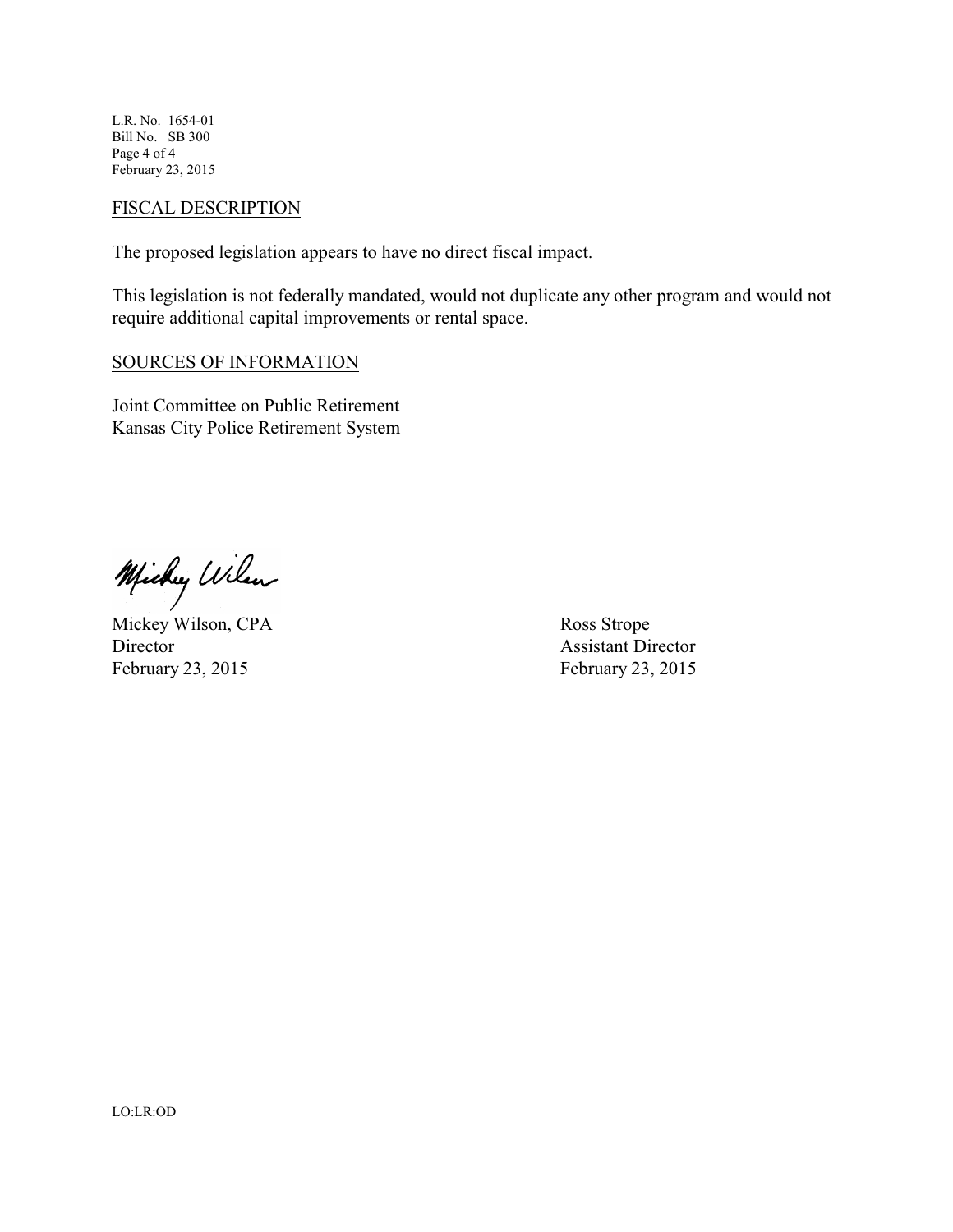## FISCAL DESCRIPTION

The proposed legislation appears to have no direct fiscal impact.

This legislation is not federally mandated, would not duplicate any other program and would not require additional capital improvements or rental space.

## SOURCES OF INFORMATION

Joint Committee on Public Retirement
Kansas City Police Retirement System

Mickey Wilson, CPA
Director
February 23, 2015

Ross Strope
Assistant Director
February 23, 2015

LO:LR:OD